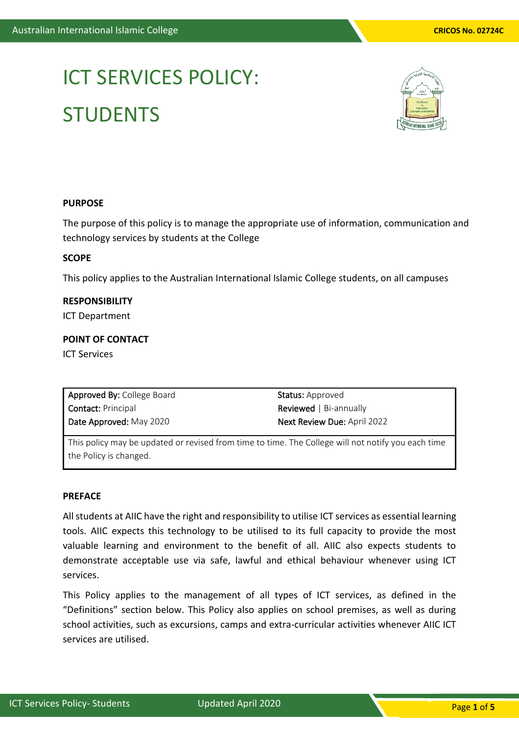# ICT SERVICES POLICY: STUDENTS

**PURPOSE**

The purpose of this policy is to manage the appropriate use of information, communication and technology services by students at the College

**SCOPE**

This policy applies to the Australian International Islamic College students, on all campuses

**RESPONSIBILITY**

ICT Department

**POINT OF CONTACT**

ICT Services

| **Approved By:** College Board | **Status:** Approved |
|---|---|
| **Contact:** Principal | **Reviewed** \| Bi-annually |
| **Date Approved:** May 2020 | **Next Review Due:** April 2022 |
| This policy may be updated or revised from time to time. The College will not notify you each time the Policy is changed. | |

**PREFACE**

All students at AIIC have the right and responsibility to utilise ICT services as essential learning tools. AIIC expects this technology to be utilised to its full capacity to provide the most valuable learning and environment to the benefit of all. AIIC also expects students to demonstrate acceptable use via safe, lawful and ethical behaviour whenever using ICT services.

This Policy applies to the management of all types of ICT services, as defined in the "Definitions" section below. This Policy also applies on school premises, as well as during school activities, such as excursions, camps and extra-curricular activities whenever AIIC ICT services are utilised.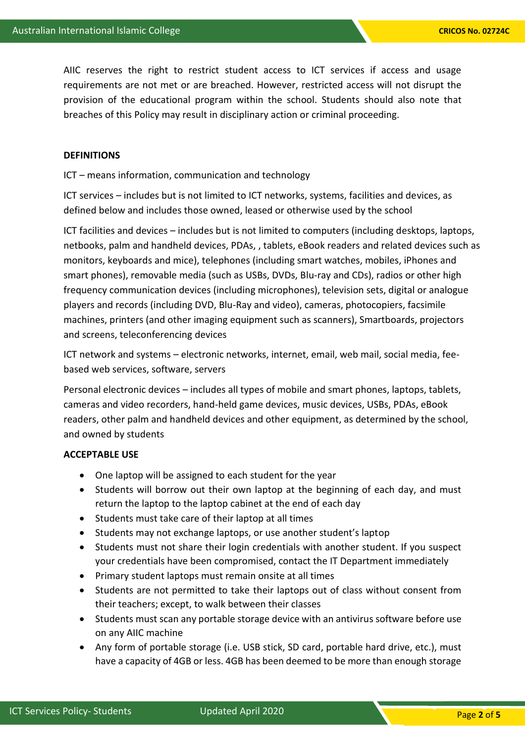AIIC reserves the right to restrict student access to ICT services if access and usage requirements are not met or are breached. However, restricted access will not disrupt the provision of the educational program within the school. Students should also note that breaches of this Policy may result in disciplinary action or criminal proceeding.

**DEFINITIONS**

ICT – means information, communication and technology

ICT services – includes but is not limited to ICT networks, systems, facilities and devices, as defined below and includes those owned, leased or otherwise used by the school

ICT facilities and devices – includes but is not limited to computers (including desktops, laptops, netbooks, palm and handheld devices, PDAs, , tablets, eBook readers and related devices such as monitors, keyboards and mice), telephones (including smart watches, mobiles, iPhones and smart phones), removable media (such as USBs, DVDs, Blu-ray and CDs), radios or other high frequency communication devices (including microphones), television sets, digital or analogue players and records (including DVD, Blu-Ray and video), cameras, photocopiers, facsimile machines, printers (and other imaging equipment such as scanners), Smartboards, projectors and screens, teleconferencing devices

ICT network and systems – electronic networks, internet, email, web mail, social media, fee-based web services, software, servers

Personal electronic devices – includes all types of mobile and smart phones, laptops, tablets, cameras and video recorders, hand-held game devices, music devices, USBs, PDAs, eBook readers, other palm and handheld devices and other equipment, as determined by the school, and owned by students

**ACCEPTABLE USE**

- One laptop will be assigned to each student for the year
- Students will borrow out their own laptop at the beginning of each day, and must return the laptop to the laptop cabinet at the end of each day
- Students must take care of their laptop at all times
- Students may not exchange laptops, or use another student's laptop
- Students must not share their login credentials with another student. If you suspect your credentials have been compromised, contact the IT Department immediately
- Primary student laptops must remain onsite at all times
- Students are not permitted to take their laptops out of class without consent from their teachers; except, to walk between their classes
- Students must scan any portable storage device with an antivirus software before use on any AIIC machine
- Any form of portable storage (i.e. USB stick, SD card, portable hard drive, etc.), must have a capacity of 4GB or less. 4GB has been deemed to be more than enough storage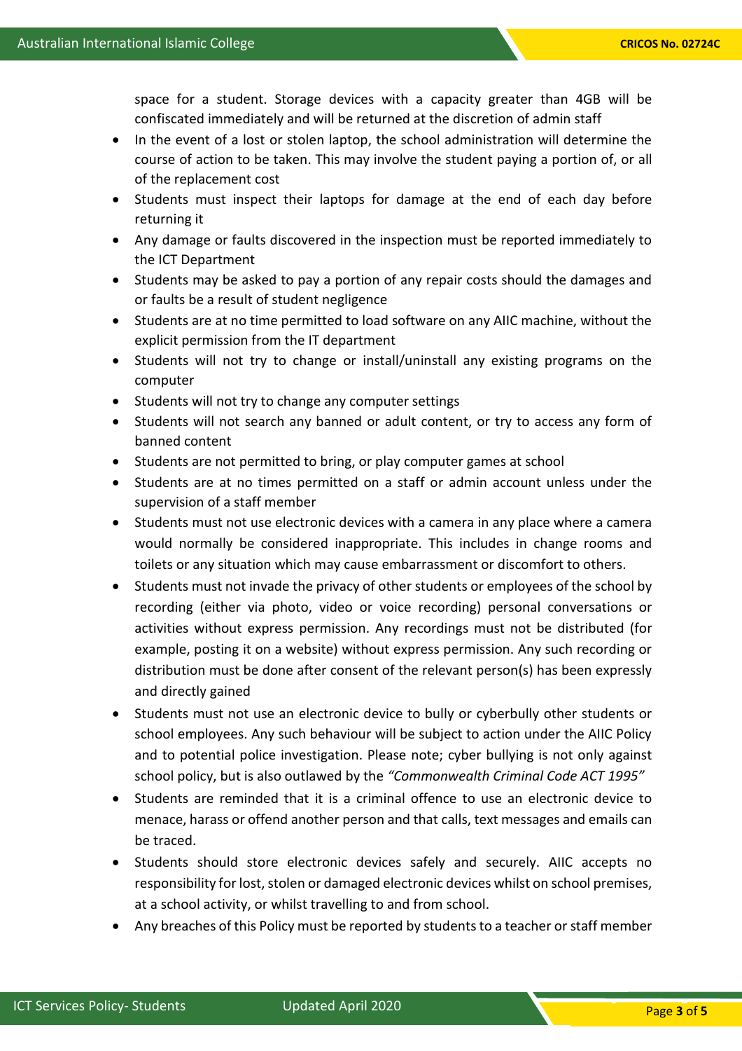space for a student. Storage devices with a capacity greater than 4GB will be confiscated immediately and will be returned at the discretion of admin staff

- In the event of a lost or stolen laptop, the school administration will determine the course of action to be taken. This may involve the student paying a portion of, or all of the replacement cost
- Students must inspect their laptops for damage at the end of each day before returning it
- Any damage or faults discovered in the inspection must be reported immediately to the ICT Department
- Students may be asked to pay a portion of any repair costs should the damages and or faults be a result of student negligence
- Students are at no time permitted to load software on any AIIC machine, without the explicit permission from the IT department
- Students will not try to change or install/uninstall any existing programs on the computer
- Students will not try to change any computer settings
- Students will not search any banned or adult content, or try to access any form of banned content
- Students are not permitted to bring, or play computer games at school
- Students are at no times permitted on a staff or admin account unless under the supervision of a staff member
- Students must not use electronic devices with a camera in any place where a camera would normally be considered inappropriate. This includes in change rooms and toilets or any situation which may cause embarrassment or discomfort to others.
- Students must not invade the privacy of other students or employees of the school by recording (either via photo, video or voice recording) personal conversations or activities without express permission. Any recordings must not be distributed (for example, posting it on a website) without express permission. Any such recording or distribution must be done after consent of the relevant person(s) has been expressly and directly gained
- Students must not use an electronic device to bully or cyberbully other students or school employees. Any such behaviour will be subject to action under the AIIC Policy and to potential police investigation. Please note; cyber bullying is not only against school policy, but is also outlawed by the *"Commonwealth Criminal Code ACT 1995"*
- Students are reminded that it is a criminal offence to use an electronic device to menace, harass or offend another person and that calls, text messages and emails can be traced.
- Students should store electronic devices safely and securely. AIIC accepts no responsibility for lost, stolen or damaged electronic devices whilst on school premises, at a school activity, or whilst travelling to and from school.
- Any breaches of this Policy must be reported by students to a teacher or staff member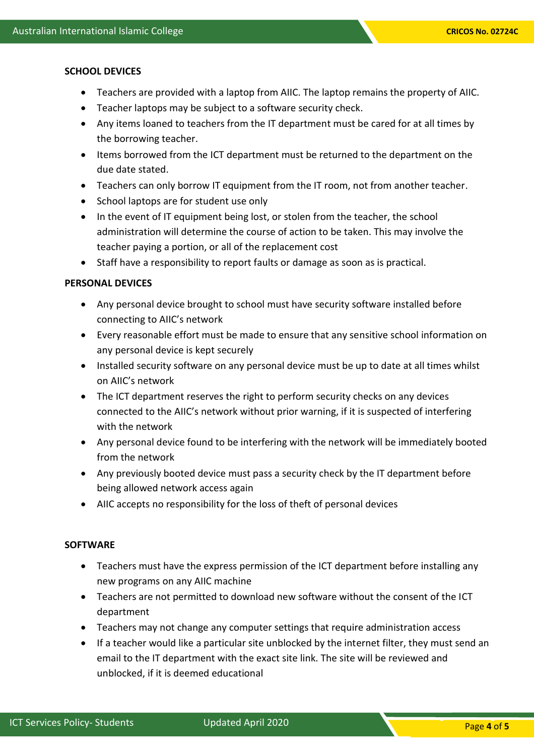**SCHOOL DEVICES**

- Teachers are provided with a laptop from AIIC. The laptop remains the property of AIIC.
- Teacher laptops may be subject to a software security check.
- Any items loaned to teachers from the IT department must be cared for at all times by the borrowing teacher.
- Items borrowed from the ICT department must be returned to the department on the due date stated.
- Teachers can only borrow IT equipment from the IT room, not from another teacher.
- School laptops are for student use only
- In the event of IT equipment being lost, or stolen from the teacher, the school administration will determine the course of action to be taken. This may involve the teacher paying a portion, or all of the replacement cost
- Staff have a responsibility to report faults or damage as soon as is practical.

**PERSONAL DEVICES**

- Any personal device brought to school must have security software installed before connecting to AIIC's network
- Every reasonable effort must be made to ensure that any sensitive school information on any personal device is kept securely
- Installed security software on any personal device must be up to date at all times whilst on AIIC's network
- The ICT department reserves the right to perform security checks on any devices connected to the AIIC's network without prior warning, if it is suspected of interfering with the network
- Any personal device found to be interfering with the network will be immediately booted from the network
- Any previously booted device must pass a security check by the IT department before being allowed network access again
- AIIC accepts no responsibility for the loss of theft of personal devices

**SOFTWARE**

- Teachers must have the express permission of the ICT department before installing any new programs on any AIIC machine
- Teachers are not permitted to download new software without the consent of the ICT department
- Teachers may not change any computer settings that require administration access
- If a teacher would like a particular site unblocked by the internet filter, they must send an email to the IT department with the exact site link. The site will be reviewed and unblocked, if it is deemed educational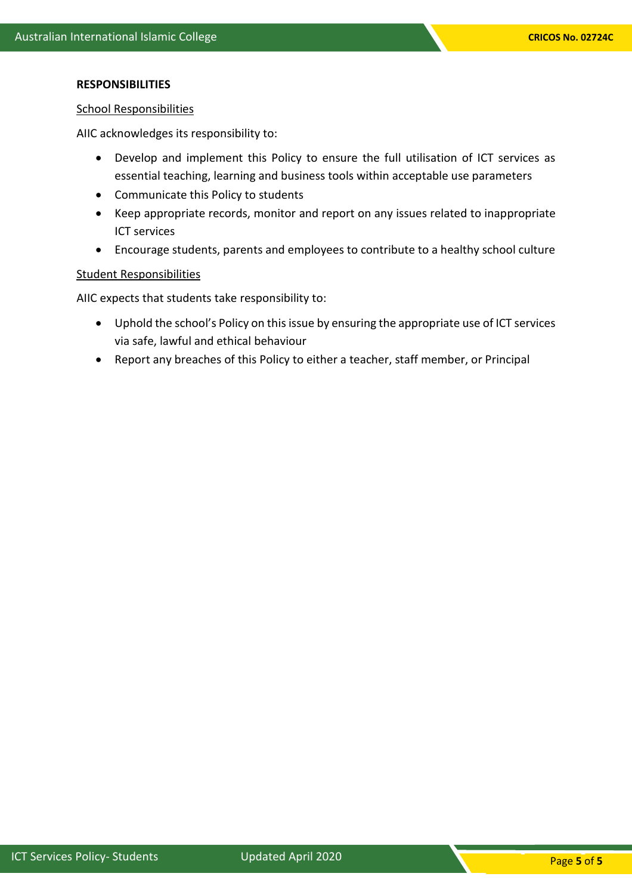**RESPONSIBILITIES**

School Responsibilities

AIIC acknowledges its responsibility to:

- Develop and implement this Policy to ensure the full utilisation of ICT services as essential teaching, learning and business tools within acceptable use parameters
- Communicate this Policy to students
- Keep appropriate records, monitor and report on any issues related to inappropriate ICT services
- Encourage students, parents and employees to contribute to a healthy school culture

Student Responsibilities

AIIC expects that students take responsibility to:

- Uphold the school's Policy on this issue by ensuring the appropriate use of ICT services via safe, lawful and ethical behaviour
- Report any breaches of this Policy to either a teacher, staff member, or Principal